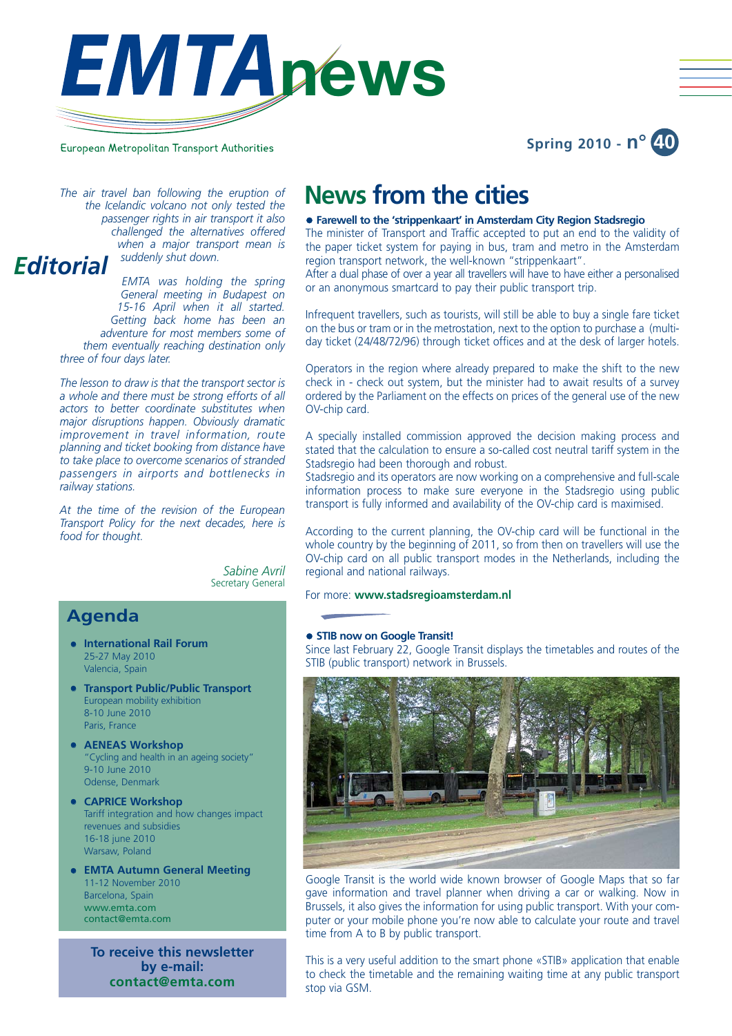# EMTA news

European Metropolitan Transport Authorities

Spring 2010 - n° 40

## Editorial

*The air travel ban following the eruption of the Icelandic volcano not only tested the passenger rights in air transport it also challenged the alternatives offered when a major transport mean is suddenly shut down.*

*EMTA was holding the spring General meeting in Budapest on 15-16 April when it all started. Getting back home has been an adventure for most members some of them eventually reaching destination only three of four days later.*

*The lesson to draw is that the transport sector is a whole and there must be strong efforts of all actors to better coordinate substitutes when major disruptions happen. Obviously dramatic improvement in travel information, route planning and ticket booking from distance have to take place to overcome scenarios of stranded passengers in airports and bottlenecks in railway stations.*

*At the time of the revision of the European Transport Policy for the next decades, here is food for thought.*

*Sabine Avril*
Secretary General

## Agenda

- **International Rail Forum**
  25-27 May 2010
  Valencia, Spain
- **Transport Public/Public Transport**
  European mobility exhibition
  8-10 June 2010
  Paris, France
- **AENEAS Workshop**
  "Cycling and health in an ageing society"
  9-10 June 2010
  Odense, Denmark
- **CAPRICE Workshop**
  Tariff integration and how changes impact revenues and subsidies
  16-18 june 2010
  Warsaw, Poland
- **EMTA Autumn General Meeting**
  11-12 November 2010
  Barcelona, Spain
  www.emta.com
  contact@emta.com

**To receive this newsletter by e-mail: contact@emta.com**

# News from the cities

**• Farewell to the 'strippenkaart' in Amsterdam City Region Stadsregio**

The minister of Transport and Traffic accepted to put an end to the validity of the paper ticket system for paying in bus, tram and metro in the Amsterdam region transport network, the well-known "strippenkaart".
After a dual phase of over a year all travellers will have to have either a personalised or an anonymous smartcard to pay their public transport trip.

Infrequent travellers, such as tourists, will still be able to buy a single fare ticket on the bus or tram or in the metrostation, next to the option to purchase a (multi-day ticket (24/48/72/96) through ticket offices and at the desk of larger hotels.

Operators in the region where already prepared to make the shift to the new check in - check out system, but the minister had to await results of a survey ordered by the Parliament on the effects on prices of the general use of the new OV-chip card.

A specially installed commission approved the decision making process and stated that the calculation to ensure a so-called cost neutral tariff system in the Stadsregio had been thorough and robust.
Stadsregio and its operators are now working on a comprehensive and full-scale information process to make sure everyone in the Stadsregio using public transport is fully informed and availability of the OV-chip card is maximised.

According to the current planning, the OV-chip card will be functional in the whole country by the beginning of 2011, so from then on travellers will use the OV-chip card on all public transport modes in the Netherlands, including the regional and national railways.

For more: **www.stadsregioamsterdam.nl**

**• STIB now on Google Transit!**

Since last February 22, Google Transit displays the timetables and routes of the STIB (public transport) network in Brussels.

Google Transit is the world wide known browser of Google Maps that so far gave information and travel planner when driving a car or walking. Now in Brussels, it also gives the information for using public transport. With your computer or your mobile phone you're now able to calculate your route and travel time from A to B by public transport.

This is a very useful addition to the smart phone «STIB» application that enable to check the timetable and the remaining waiting time at any public transport stop via GSM.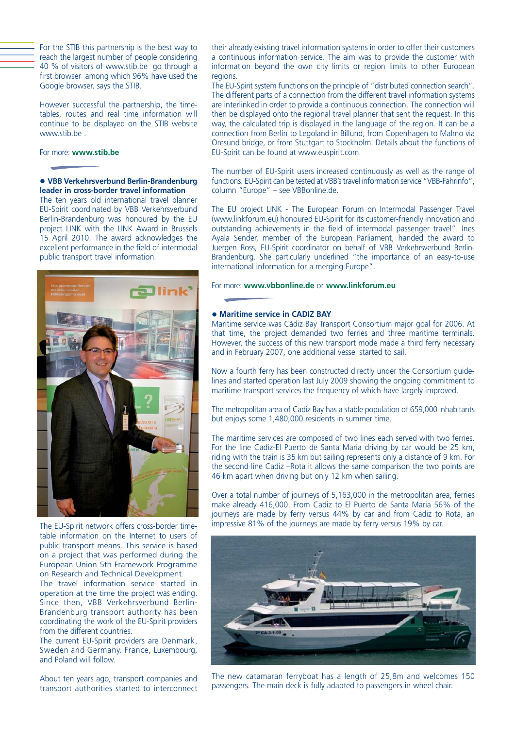For the STIB this partnership is the best way to reach the largest number of people considering 40 % of visitors of www.stib.be go through a first browser among which 96% have used the Google browser, says the STIB.

However successful the partnership, the time-tables, routes and real time information will continue to be displayed on the STIB website www.stib.be .

For more: **www.stib.be**

## • VBB Verkehrsverbund Berlin-Brandenburg leader in cross-border travel information

The ten years old international travel planner EU-Spirit coordinated by VBB Verkehrsverbund Berlin-Brandenburg was honoured by the EU project LINK with the LINK Award in Brussels 15 April 2010. The award acknowledges the excellent performance in the field of intermodal public transport travel information.

The EU-Spirit network offers cross-border time-table information on the Internet to users of public transport means. This service is based on a project that was performed during the European Union 5th Framework Programme on Research and Technical Development.
The travel information service started in operation at the time the project was ending. Since then, VBB Verkehrsverbund Berlin-Brandenburg transport authority has been coordinating the work of the EU-Spirit providers from the different countries.
The current EU-Spirit providers are Denmark, Sweden and Germany. France, Luxembourg, and Poland will follow.

About ten years ago, transport companies and transport authorities started to interconnect their already existing travel information systems in order to offer their customers a continuous information service. The aim was to provide the customer with information beyond the own city limits or region limits to other European regions.
The EU-Spirit system functions on the principle of "distributed connection search". The different parts of a connection from the different travel information systems are interlinked in order to provide a continuous connection. The connection will then be displayed onto the regional travel planner that sent the request. In this way, the calculated trip is displayed in the language of the region. It can be a connection from Berlin to Legoland in Billund, from Copenhagen to Malmo via Oresund bridge, or from Stuttgart to Stockholm. Details about the functions of EU-Spirit can be found at www.euspirit.com.

The number of EU-Spirit users increased continuously as well as the range of functions. EU-Spirit can be tested at VBB's travel information service "VBB-Fahrinfo", column "Europe" – see VBBonline.de.

The EU project LINK - The European Forum on Intermodal Passenger Travel (www.linkforum.eu) honoured EU-Spirit for its customer-friendly innovation and outstanding achievements in the field of intermodal passenger travel". Ines Ayala Sender, member of the European Parliament, handed the award to Juergen Ross, EU-Spirit coordinator on behalf of VBB Verkehrsverbund Berlin-Brandenburg. She particularly underlined "the importance of an easy-to-use international information for a merging Europe".

For more: **www.vbbonline.de** or **www.linkforum.eu**

## • Maritime service in CADIZ BAY

Maritime service was Cádiz Bay Transport Consortium major goal for 2006. At that time, the project demanded two ferries and three maritime terminals. However, the success of this new transport mode made a third ferry necessary and in February 2007, one additional vessel started to sail.

Now a fourth ferry has been constructed directly under the Consortium guide-lines and started operation last July 2009 showing the ongoing commitment to maritime transport services the frequency of which have largely improved.

The metropolitan area of Cadiz Bay has a stable population of 659,000 inhabitants but enjoys some 1,480,000 residents in summer time.

The maritime services are composed of two lines each served with two ferries. For the line Cadiz-El Puerto de Santa Maria driving by car would be 25 km, riding with the train is 35 km but sailing represents only a distance of 9 km. For the second line Cadiz –Rota it allows the same comparison the two points are 46 km apart when driving but only 12 km when sailing.

Over a total number of journeys of 5,163,000 in the metropolitan area, ferries make already 416,000. From Cadiz to El Puerto de Santa Maria 56% of the journeys are made by ferry versus 44% by car and from Cadiz to Rota, an impressive 81% of the journeys are made by ferry versus 19% by car.

The new catamaran ferryboat has a length of 25,8m and welcomes 150 passengers. The main deck is fully adapted to passengers in wheel chair.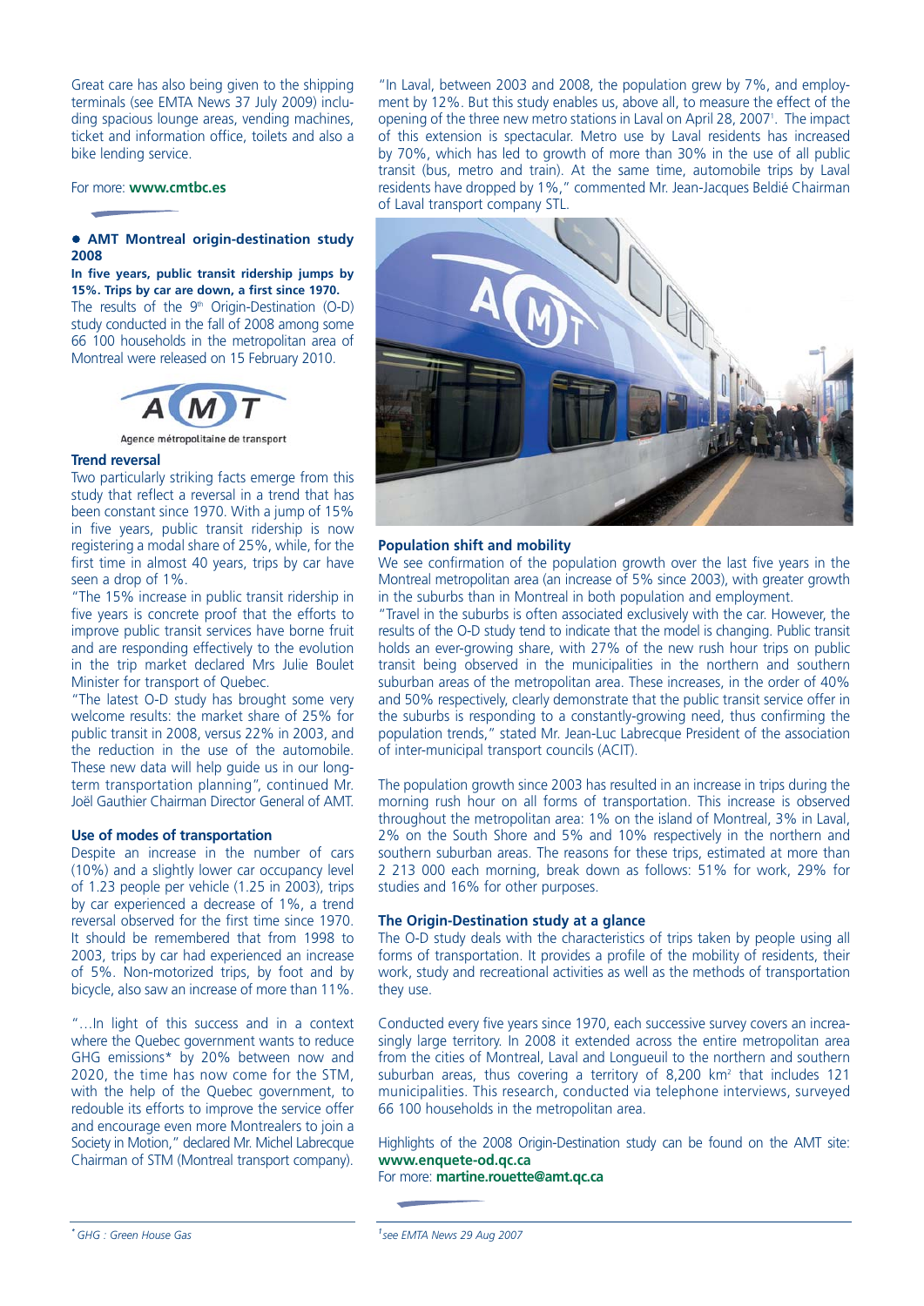Great care has also being given to the shipping terminals (see EMTA News 37 July 2009) including spacious lounge areas, vending machines, ticket and information office, toilets and also a bike lending service.

For more: **www.cmtbc.es**

## • AMT Montreal origin-destination study 2008

**In five years, public transit ridership jumps by 15%. Trips by car are down, a first since 1970.**

The results of the 9th Origin-Destination (O-D) study conducted in the fall of 2008 among some 66 100 households in the metropolitan area of Montreal were released on 15 February 2010.

AMT
Agence métropolitaine de transport

### Trend reversal

Two particularly striking facts emerge from this study that reflect a reversal in a trend that has been constant since 1970. With a jump of 15% in five years, public transit ridership is now registering a modal share of 25%, while, for the first time in almost 40 years, trips by car have seen a drop of 1%.

"The 15% increase in public transit ridership in five years is concrete proof that the efforts to improve public transit services have borne fruit and are responding effectively to the evolution in the trip market declared Mrs Julie Boulet Minister for transport of Quebec.

"The latest O-D study has brought some very welcome results: the market share of 25% for public transit in 2008, versus 22% in 2003, and the reduction in the use of the automobile. These new data will help guide us in our long-term transportation planning", continued Mr. Joël Gauthier Chairman Director General of AMT.

### Use of modes of transportation

Despite an increase in the number of cars (10%) and a slightly lower car occupancy level of 1.23 people per vehicle (1.25 in 2003), trips by car experienced a decrease of 1%, a trend reversal observed for the first time since 1970. It should be remembered that from 1998 to 2003, trips by car had experienced an increase of 5%. Non-motorized trips, by foot and by bicycle, also saw an increase of more than 11%.

"…In light of this success and in a context where the Quebec government wants to reduce GHG emissions* by 20% between now and 2020, the time has now come for the STM, with the help of the Quebec government, to redouble its efforts to improve the service offer and encourage even more Montrealers to join a Society in Motion," declared Mr. Michel Labrecque Chairman of STM (Montreal transport company).

"In Laval, between 2003 and 2008, the population grew by 7%, and employment by 12%. But this study enables us, above all, to measure the effect of the opening of the three new metro stations in Laval on April 28, 2007[1]. The impact of this extension is spectacular. Metro use by Laval residents has increased by 70%, which has led to growth of more than 30% in the use of all public transit (bus, metro and train). At the same time, automobile trips by Laval residents have dropped by 1%," commented Mr. Jean-Jacques Beldié Chairman of Laval transport company STL.

### Population shift and mobility

We see confirmation of the population growth over the last five years in the Montreal metropolitan area (an increase of 5% since 2003), with greater growth in the suburbs than in Montreal in both population and employment.

"Travel in the suburbs is often associated exclusively with the car. However, the results of the O-D study tend to indicate that the model is changing. Public transit holds an ever-growing share, with 27% of the new rush hour trips on public transit being observed in the municipalities in the northern and southern suburban areas of the metropolitan area. These increases, in the order of 40% and 50% respectively, clearly demonstrate that the public transit service offer in the suburbs is responding to a constantly-growing need, thus confirming the population trends," stated Mr. Jean-Luc Labrecque President of the association of inter-municipal transport councils (ACIT).

The population growth since 2003 has resulted in an increase in trips during the morning rush hour on all forms of transportation. This increase is observed throughout the metropolitan area: 1% on the island of Montreal, 3% in Laval, 2% on the South Shore and 5% and 10% respectively in the northern and southern suburban areas. The reasons for these trips, estimated at more than 2 213 000 each morning, break down as follows: 51% for work, 29% for studies and 16% for other purposes.

### The Origin-Destination study at a glance

The O-D study deals with the characteristics of trips taken by people using all forms of transportation. It provides a profile of the mobility of residents, their work, study and recreational activities as well as the methods of transportation they use.

Conducted every five years since 1970, each successive survey covers an increasingly large territory. In 2008 it extended across the entire metropolitan area from the cities of Montreal, Laval and Longueuil to the northern and southern suburban areas, thus covering a territory of 8,200 km² that includes 121 municipalities. This research, conducted via telephone interviews, surveyed 66 100 households in the metropolitan area.

Highlights of the 2008 Origin-Destination study can be found on the AMT site: **www.enquete-od.qc.ca**
For more: **martine.rouette@amt.qc.ca**

*\* GHG : Green House Gas*

*[1] see EMTA News 29 Aug 2007*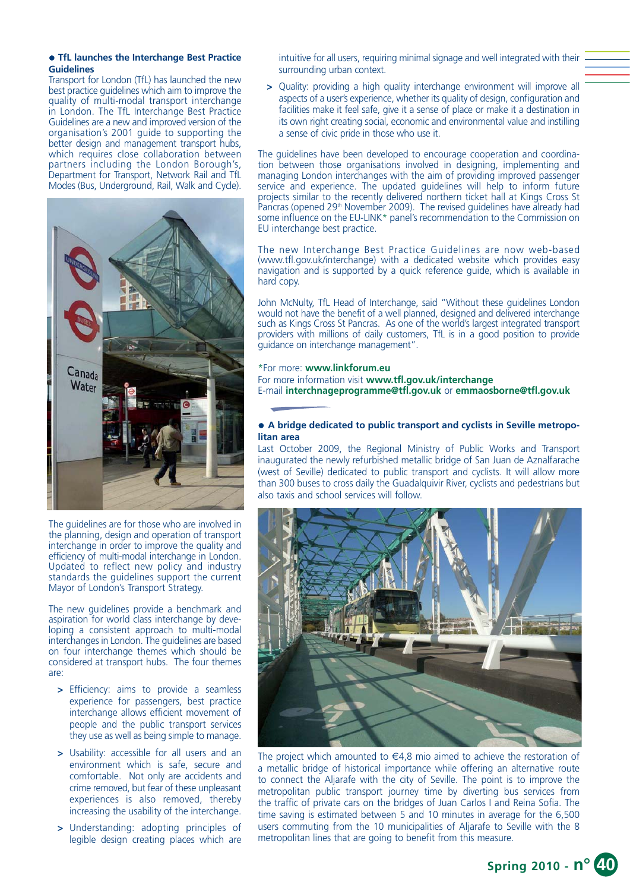## TfL launches the Interchange Best Practice Guidelines

Transport for London (TfL) has launched the new best practice guidelines which aim to improve the quality of multi-modal transport interchange in London. The TfL Interchange Best Practice Guidelines are a new and improved version of the organisation's 2001 guide to supporting the better design and management transport hubs, which requires close collaboration between partners including the London Borough's, Department for Transport, Network Rail and TfL Modes (Bus, Underground, Rail, Walk and Cycle).

The guidelines are for those who are involved in the planning, design and operation of transport interchange in order to improve the quality and efficiency of multi-modal interchange in London. Updated to reflect new policy and industry standards the guidelines support the current Mayor of London's Transport Strategy.

The new guidelines provide a benchmark and aspiration for world class interchange by developing a consistent approach to multi-modal interchanges in London. The guidelines are based on four interchange themes which should be considered at transport hubs. The four themes are:

- Efficiency: aims to provide a seamless experience for passengers, best practice interchange allows efficient movement of people and the public transport services they use as well as being simple to manage.
- Usability: accessible for all users and an environment which is safe, secure and comfortable. Not only are accidents and crime removed, but fear of these unpleasant experiences is also removed, thereby increasing the usability of the interchange.
- Understanding: adopting principles of legible design creating places which are intuitive for all users, requiring minimal signage and well integrated with their surrounding urban context.
- Quality: providing a high quality interchange environment will improve all aspects of a user's experience, whether its quality of design, configuration and facilities make it feel safe, give it a sense of place or make it a destination in its own right creating social, economic and environmental value and instilling a sense of civic pride in those who use it.

The guidelines have been developed to encourage cooperation and coordination between those organisations involved in designing, implementing and managing London interchanges with the aim of providing improved passenger service and experience. The updated guidelines will help to inform future projects similar to the recently delivered northern ticket hall at Kings Cross St Pancras (opened 29th November 2009). The revised guidelines have already had some influence on the EU-LINK* panel's recommendation to the Commission on EU interchange best practice.

The new Interchange Best Practice Guidelines are now web-based (www.tfl.gov.uk/interchange) with a dedicated website which provides easy navigation and is supported by a quick reference guide, which is available in hard copy.

John McNulty, TfL Head of Interchange, said "Without these guidelines London would not have the benefit of a well planned, designed and delivered interchange such as Kings Cross St Pancras. As one of the world's largest integrated transport providers with millions of daily customers, TfL is in a good position to provide guidance on interchange management".

*For more: **www.linkforum.eu**
For more information visit **www.tfl.gov.uk/interchange**
E-mail **interchnageprogramme@tfl.gov.uk** or **emmaosborne@tfl.gov.uk**

## A bridge dedicated to public transport and cyclists in Seville metropolitan area

Last October 2009, the Regional Ministry of Public Works and Transport inaugurated the newly refurbished metallic bridge of San Juan de Aznalfarache (west of Seville) dedicated to public transport and cyclists. It will allow more than 300 buses to cross daily the Guadalquivir River, cyclists and pedestrians but also taxis and school services will follow.

The project which amounted to €4,8 mio aimed to achieve the restoration of a metallic bridge of historical importance while offering an alternative route to connect the Aljarafe with the city of Seville. The point is to improve the metropolitan public transport journey time by diverting bus services from the traffic of private cars on the bridges of Juan Carlos I and Reina Sofia. The time saving is estimated between 5 and 10 minutes in average for the 6,500 users commuting from the 10 municipalities of Aljarafe to Seville with the 8 metropolitan lines that are going to benefit from this measure.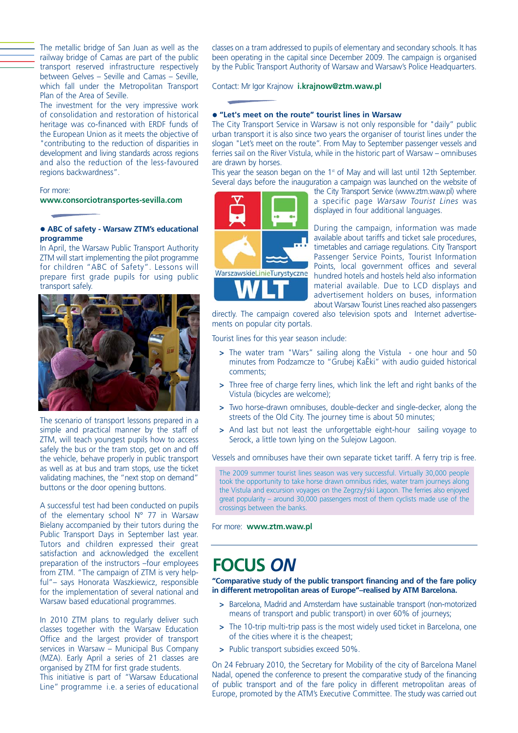The metallic bridge of San Juan as well as the railway bridge of Camas are part of the public transport reserved infrastructure respectively between Gelves – Seville and Camas – Seville, which fall under the Metropolitan Transport Plan of the Area of Seville.

The investment for the very impressive work of consolidation and restoration of historical heritage was co-financed with ERDF funds of the European Union as it meets the objective of "contributing to the reduction of disparities in development and living standards across regions and also the reduction of the less-favoured regions backwardness".

For more:
**www.consorciotransportes-sevilla.com**

### • ABC of safety - Warsaw ZTM's educational programme

In April, the Warsaw Public Transport Authority ZTM will start implementing the pilot programme for children "ABC of Safety". Lessons will prepare first grade pupils for using public transport safely.

The scenario of transport lessons prepared in a simple and practical manner by the staff of ZTM, will teach youngest pupils how to access safely the bus or the tram stop, get on and off the vehicle, behave properly in public transport as well as at bus and tram stops, use the ticket validating machines, the "next stop on demand" buttons or the door opening buttons.

A successful test had been conducted on pupils of the elementary school N° 77 in Warsaw Bielany accompanied by their tutors during the Public Transport Days in September last year. Tutors and children expressed their great satisfaction and acknowledged the excellent preparation of the instructors –four employees from ZTM. "The campaign of ZTM is very helpful"– says Honorata Waszkiewicz, responsible for the implementation of several national and Warsaw based educational programmes.

In 2010 ZTM plans to regularly deliver such classes together with the Warsaw Education Office and the largest provider of transport services in Warsaw – Municipal Bus Company (MZA). Early April a series of 21 classes are organised by ZTM for first grade students.

This initiative is part of "Warsaw Educational Line" programme i.e. a series of educational classes on a tram addressed to pupils of elementary and secondary schools. It has been operating in the capital since December 2009. The campaign is organised by the Public Transport Authority of Warsaw and Warsaw's Police Headquarters.

Contact: Mr Igor Krajnow **i.krajnow@ztm.waw.pl**

### • "Let's meet on the route" tourist lines in Warsaw

The City Transport Service in Warsaw is not only responsible for "daily" public urban transport it is also since two years the organiser of tourist lines under the slogan "Let's meet on the route". From May to September passenger vessels and ferries sail on the River Vistula, while in the historic part of Warsaw – omnibuses are drawn by horses.

This year the season began on the 1st of May and will last until 12th September. Several days before the inauguration a campaign was launched on the website of the City Transport Service (www.ztm.waw.pl) where a specific page *Warsaw Tourist Lines* was displayed in four additional languages.

During the campaign, information was made available about tariffs and ticket sale procedures, timetables and carriage regulations. City Transport Passenger Service Points, Tourist Information Points, local government offices and several hundred hotels and hostels held also information material available. Due to LCD displays and advertisement holders on buses, information about Warsaw Tourist Lines reached also passengers directly. The campaign covered also television spots and Internet advertisements on popular city portals.

Tourist lines for this year season include:

- The water tram "Wars" sailing along the Vistula - one hour and 50 minutes from Podzamcze to "Grubej KaÊki" with audio guided historical comments;
- Three free of charge ferry lines, which link the left and right banks of the Vistula (bicycles are welcome);
- Two horse-drawn omnibuses, double-decker and single-decker, along the streets of the Old City. The journey time is about 50 minutes;
- And last but not least the unforgettable eight-hour sailing voyage to Serock, a little town lying on the Sulejow Lagoon.

Vessels and omnibuses have their own separate ticket tariff. A ferry trip is free.

The 2009 summer tourist lines season was very successful. Virtually 30,000 people took the opportunity to take horse drawn omnibus rides, water tram journeys along the Vistula and excursion voyages on the Zegrzyƒski Lagoon. The ferries also enjoyed great popularity – around 30,000 passengers most of them cyclists made use of the crossings between the banks.

For more: **www.ztm.waw.pl**

# FOCUS *ON*

**"Comparative study of the public transport financing and of the fare policy in different metropolitan areas of Europe"–realised by ATM Barcelona.**

- Barcelona, Madrid and Amsterdam have sustainable transport (non-motorized means of transport and public transport) in over 60% of journeys;
- The 10-trip multi-trip pass is the most widely used ticket in Barcelona, one of the cities where it is the cheapest;
- Public transport subsidies exceed 50%.

On 24 February 2010, the Secretary for Mobility of the city of Barcelona Manel Nadal, opened the conference to present the comparative study of the financing of public transport and of the fare policy in different metropolitan areas of Europe, promoted by the ATM's Executive Committee. The study was carried out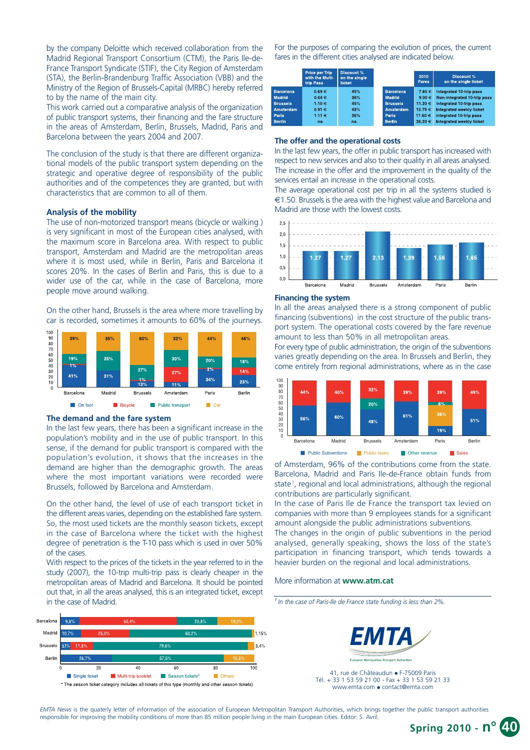by the company Deloitte which received collaboration from the Madrid Regional Transport Consortium (CTM), the Paris Ile-de-France Transport Syndicate (STIF), the City Region of Amsterdam (STA), the Berlin-Brandenburg Traffic Association (VBB) and the Ministry of the Region of Brussels-Capital (MRBC) hereby referred to by the name of the main city.

This work carried out a comparative analysis of the organization of public transport systems, their financing and the fare structure in the areas of Amsterdam, Berlin, Brussels, Madrid, Paris and Barcelona between the years 2004 and 2007.

The conclusion of the study is that there are different organizational models of the public transport system depending on the strategic and operative degree of responsibility of the public authorities and of the competences they are granted, but with characteristics that are common to all of them.

### Analysis of the mobility

The use of non-motorized transport means (bicycle or walking ) is very significant in most of the European cities analysed, with the maximum score in Barcelona area. With respect to public transport, Amsterdam and Madrid are the metropolitan areas where it is most used, while in Berlin, Paris and Barcelona it scores 20%. In the cases of Berlin and Paris, this is due to a wider use of the car, while in the case of Barcelona, more people move around walking.

On the other hand, Brussels is the area where more travelling by car is recorded, sometimes it amounts to 60% of the journeys.

100
90
80
70
60
50
40
30
20
10
0

Barcelona: 39%, 19%, 1%, 41%
Madrid: 35%, 35%, 31%
Brussels: 60%, 27%, 1%, 13%
Amsterdam: 32%, 30%, 27%, 11%
Paris: 44%, 20%, 2%, 34%
Berlin: 46%, 18%, 14%, 23%

On foot · Bicycle · Public transport · Car

### The demand and the fare system

In the last few years, there has been a significant increase in the population's mobility and in the use of public transport. In this sense, if the demand for public transport is compared with the population's evolution, it shows that the increases in the demand are higher than the demographic growth. The areas where the most important variations were recorded were Brussels, followed by Barcelona and Amsterdam.

On the other hand, the level of use of each transport ticket in the different areas varies, depending on the established fare system. So, the most used tickets are the monthly season tickets, except in the case of Barcelona where the ticket with the highest degree of penetration is the T-10 pass which is used in over 50% of the cases.

With respect to the prices of the tickets in the year referred to in the study (2007), the 10-trip multi-trip pass is clearly cheaper in the metropolitan areas of Madrid and Barcelona. It should be pointed out that, in all the areas analysed, this is an integrated ticket, except in the case of Madrid.

Barcelona: 9,8% · 50,4% · 20,8% · 19,0%
Madrid: 10,7% · 25,0% · 63,2% · 1,15%
Brussels: 5,1% · 11,8% · 79,6% · 3,4%
Berlin: 26,7% · 57,5% · 15,8%

0 · 20 · 40 · 60 · 80 · 100

Single ticket · Multi-trip booklet · Season tickets* · Others

\* The season ticket category includes all tickets of this type (monthly and other season tickets)

For the purposes of comparing the evolution of prices, the current fares in the different cities analysed are indicated below.

| | Price per Trip with the Multi-trip Pass | Discount % on the single ticket |
|---|---|---|
| Barcelona | 0.69 € | 45% |
| Madrid | 0.64 € | 36% |
| Brussels | 1.10 € | 45% |
| Amsterdam | 0.91 € | 43% |
| Paris | 1.11 € | 26% |
| Berlin | na | na |

| | 2010 Fares | Discount % on the single ticket |
|---|---|---|
| Barcelona | 7.85 € | Integrated 10-trip pass |
| Madrid | 9.00 € | Non-integrated 10-trip pass |
| Brussels | 11.20 € | Integrated 10-trip pass |
| Amsterdam | 12.75 € | Integrated weekly ticket |
| Paris | 11.60 € | Integrated 10-trip pass |
| Berlin | 26.20 € | Integrated weekly ticket |

### The offer and the operational costs

In the last few years, the offer in public transport has increased with respect to new services and also to their quality in all areas analysed. The increase in the offer and the improvement in the quality of the services entail an increase in the operational costs.

The average operational cost per trip in all the systems studied is €1.50. Brussels is the area with the highest value and Barcelona and Madrid are those with the lowest costs.

2,5
2,0
1,5
1,0
0,5
0,0

Barcelona 1,27 · Madrid 1,27 · Brussels 2,13 · Amsterdam 1,39 · Paris 1,56 · Berlin 1,65

### Financing the system

In all the areas analysed there is a strong component of public financing (subventions) in the cost structure of the public transport system. The operational costs covered by the fare revenue amount to less than 50% in all metropolitan areas.

For every type of public administration, the origin of the subventions varies greatly depending on the area. In Brussels and Berlin, they come entirely from regional administrations, where as in the case of Amsterdam, 96% of the contributions come from the state. Barcelona, Madrid and Paris Ile-de-France obtain funds from state[1], regional and local administrations, although the regional contributions are particularly significant.

100
90
80
70
60
50
40
30
20
10
0

Barcelona: 44%, 56%
Madrid: 40%, 60%
Brussels: 32%, 20%, 48%
Amsterdam: 39%, 61%
Paris: 39%, 6%, 36%, 19%
Berlin: 49%, 51%

Public Subventions · Public taxes · Other revenue · Sales

In the case of Paris Ile de France the transport tax levied on companies with more than 9 employees stands for a significant amount alongside the public administrations subventions.

The changes in the origin of public subventions in the period analysed, generally speaking, shows the loss of the state's participation in financing transport, which tends towards a heavier burden on the regional and local administrations.

More information at **www.atm.cat**

*[1] In the case of Paris-Ile de France state funding is less than 2%.*

EMTA
European Metropolitan Transport Authorities

41, rue de Châteaudun • F-75009 Paris
Tél. + 33 1 53 59 21 00 - Fax + 33 1 53 59 21 33
www.emta.com • contact@emta.com

*EMTA News* is the quaterly letter of information of the association of European Metropolitan Transport Authorities, which brings together the public transport authorities responsible for improving the mobility conditions of more than 85 million people living in the main European cities. Editor: S. Avril.

**Spring 2010 - n° 40**